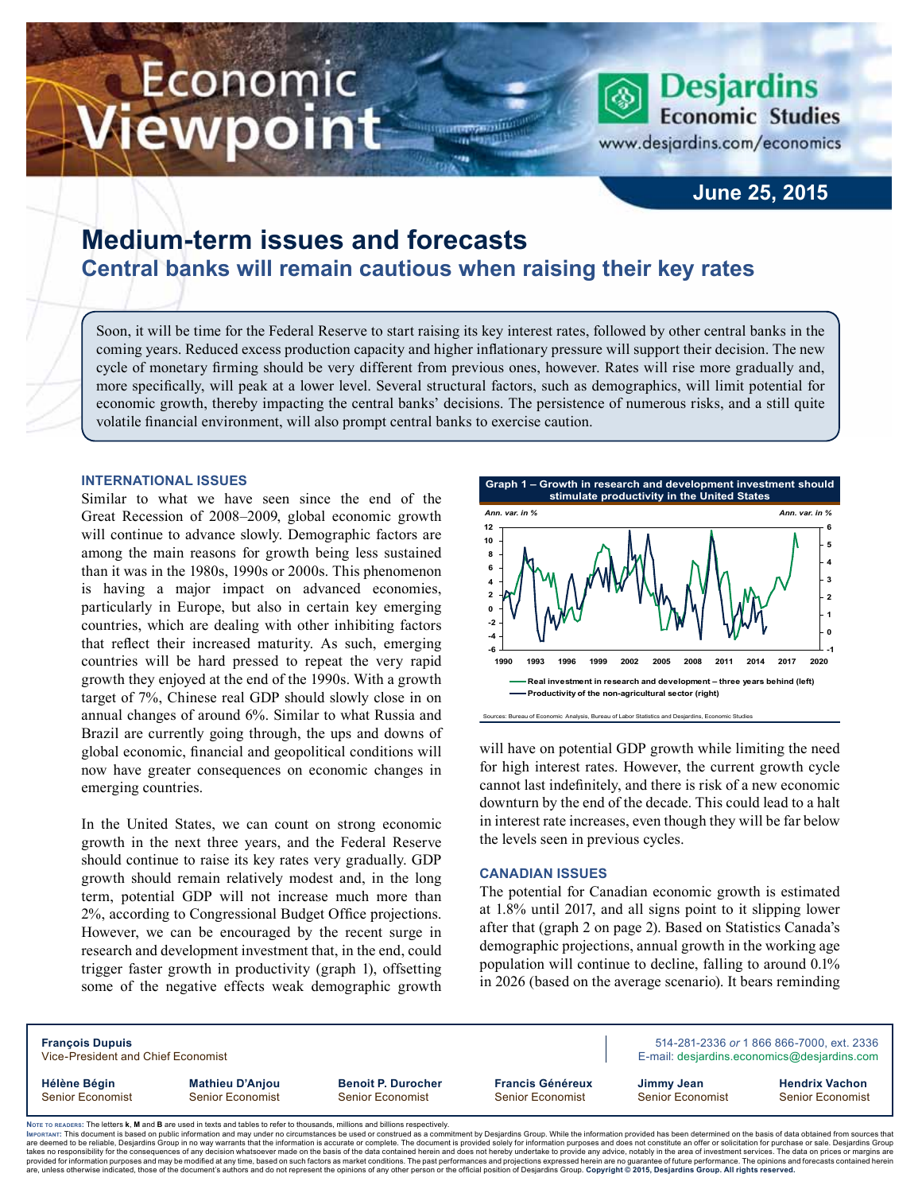# Economic Viewpoint

Desjardins Economic Studies
www.desjardins.com/economics

**June 25, 2015**

## Medium-term issues and forecasts

### Central banks will remain cautious when raising their key rates

Soon, it will be time for the Federal Reserve to start raising its key interest rates, followed by other central banks in the coming years. Reduced excess production capacity and higher inflationary pressure will support their decision. The new cycle of monetary firming should be very different from previous ones, however. Rates will rise more gradually and, more specifically, will peak at a lower level. Several structural factors, such as demographics, will limit potential for economic growth, thereby impacting the central banks' decisions. The persistence of numerous risks, and a still quite volatile financial environment, will also prompt central banks to exercise caution.

#### INTERNATIONAL ISSUES

Similar to what we have seen since the end of the Great Recession of 2008–2009, global economic growth will continue to advance slowly. Demographic factors are among the main reasons for growth being less sustained than it was in the 1980s, 1990s or 2000s. This phenomenon is having a major impact on advanced economies, particularly in Europe, but also in certain key emerging countries, which are dealing with other inhibiting factors that reflect their increased maturity. As such, emerging countries will be hard pressed to repeat the very rapid growth they enjoyed at the end of the 1990s. With a growth target of 7%, Chinese real GDP should slowly close in on annual changes of around 6%. Similar to what Russia and Brazil are currently going through, the ups and downs of global economic, financial and geopolitical conditions will now have greater consequences on economic changes in emerging countries.

In the United States, we can count on strong economic growth in the next three years, and the Federal Reserve should continue to raise its key rates very gradually. GDP growth should remain relatively modest and, in the long term, potential GDP will not increase much more than 2%, according to Congressional Budget Office projections. However, we can be encouraged by the recent surge in research and development investment that, in the end, could trigger faster growth in productivity (graph 1), offsetting some of the negative effects weak demographic growth will have on potential GDP growth while limiting the need for high interest rates. However, the current growth cycle cannot last indefinitely, and there is risk of a new economic downturn by the end of the decade. This could lead to a halt in interest rate increases, even though they will be far below the levels seen in previous cycles.

**Graph 1 – Growth in research and development investment should stimulate productivity in the United States**

Ann. var. in % (left) / Ann. var. in % (right)

— Real investment in research and development – three years behind (left)
— Productivity of the non-agricultural sector (right)

Sources: Bureau of Economic Analysis, Bureau of Labor Statistics and Desjardins, Economic Studies

#### CANADIAN ISSUES

The potential for Canadian economic growth is estimated at 1.8% until 2017, and all signs point to it slipping lower after that (graph 2 on page 2). Based on Statistics Canada's demographic projections, annual growth in the working age population will continue to decline, falling to around 0.1% in 2026 (based on the average scenario). It bears reminding

---

**François Dupuis**
Vice-President and Chief Economist

514-281-2336 *or* 1 866 866-7000, ext. 2336
E-mail: desjardins.economics@desjardins.com

| | | | | | |
|---|---|---|---|---|---|
| **Hélène Bégin** | **Mathieu D'Anjou** | **Benoit P. Durocher** | **Francis Généreux** | **Jimmy Jean** | **Hendrix Vachon** |
| Senior Economist | Senior Economist | Senior Economist | Senior Economist | Senior Economist | Senior Economist |

NOTE TO READERS: The letters **k**, **M** and **B** are used in texts and tables to refer to thousands, millions and billions respectively.
IMPORTANT: This document is based on public information and may under no circumstances be used or construed as a commitment by Desjardins Group. While the information provided has been determined on the basis of data obtained from sources that are deemed to be reliable, Desjardins Group in no way warrants that the information is accurate or complete. The document is provided solely for information purposes and does not constitute an offer or solicitation for purchase or sale. Desjardins Group takes no responsibility for the consequences of any decision whatsoever made on the basis of the data contained herein and does not hereby undertake to provide any advice, notably in the area of investment services. The data on prices or margins are provided for information purposes and may be modified at any time, based on such factors as market conditions. The past performances and projections expressed herein are no guarantee of future performance. The opinions and forecasts contained herein are, unless otherwise indicated, those of the document's authors and do not represent the opinions of any other person or the official position of Desjardins Group. **Copyright © 2015, Desjardins Group. All rights reserved.**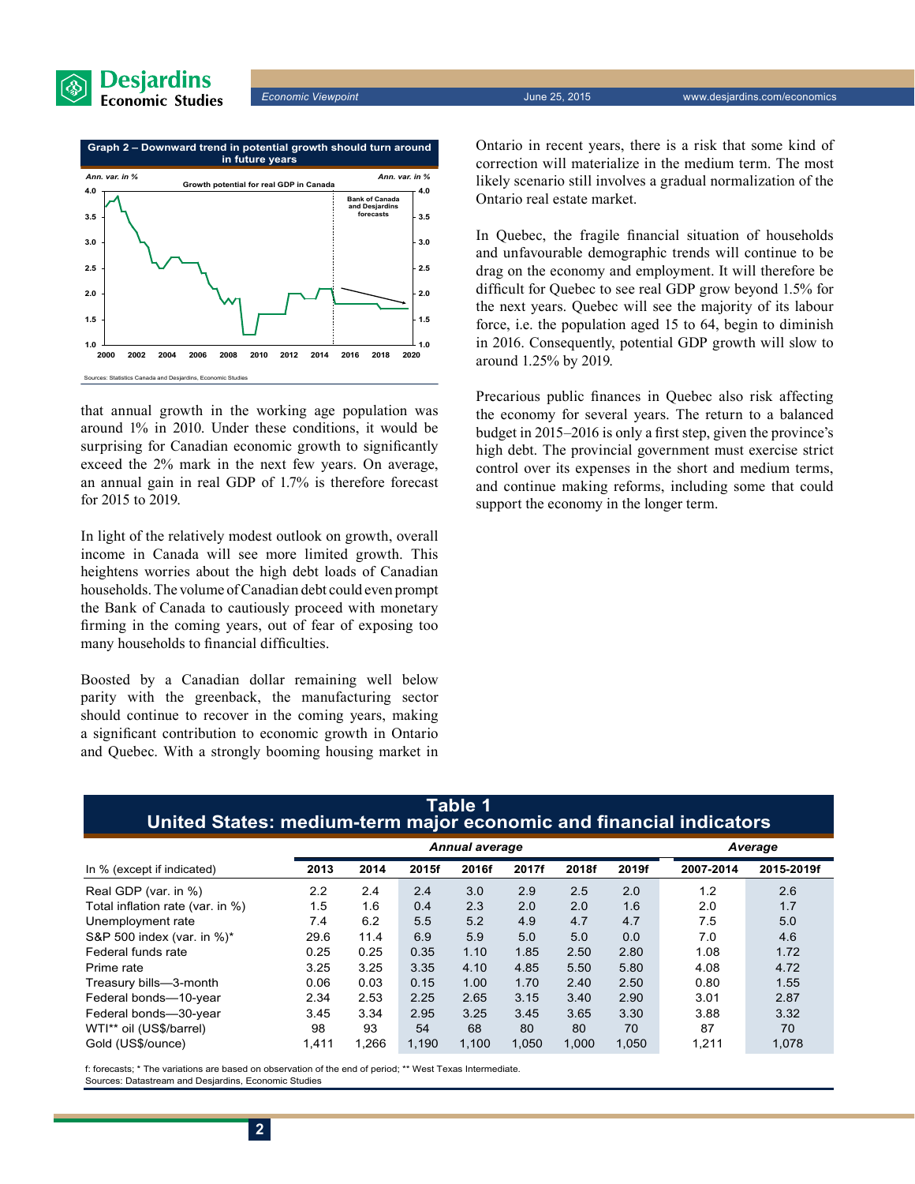**Graph 2 – Downward trend in potential growth should turn around in future years**

Sources: Statistics Canada and Desjardins, Economic Studies

that annual growth in the working age population was around 1% in 2010. Under these conditions, it would be surprising for Canadian economic growth to significantly exceed the 2% mark in the next few years. On average, an annual gain in real GDP of 1.7% is therefore forecast for 2015 to 2019.

In light of the relatively modest outlook on growth, overall income in Canada will see more limited growth. This heightens worries about the high debt loads of Canadian households. The volume of Canadian debt could even prompt the Bank of Canada to cautiously proceed with monetary firming in the coming years, out of fear of exposing too many households to financial difficulties.

Boosted by a Canadian dollar remaining well below parity with the greenback, the manufacturing sector should continue to recover in the coming years, making a significant contribution to economic growth in Ontario and Quebec. With a strongly booming housing market in Ontario in recent years, there is a risk that some kind of correction will materialize in the medium term. The most likely scenario still involves a gradual normalization of the Ontario real estate market.

In Quebec, the fragile financial situation of households and unfavourable demographic trends will continue to be drag on the economy and employment. It will therefore be difficult for Quebec to see real GDP grow beyond 1.5% for the next years. Quebec will see the majority of its labour force, i.e. the population aged 15 to 64, begin to diminish in 2016. Consequently, potential GDP growth will slow to around 1.25% by 2019.

Precarious public finances in Quebec also risk affecting the economy for several years. The return to a balanced budget in 2015–2016 is only a first step, given the province's high debt. The provincial government must exercise strict control over its expenses in the short and medium terms, and continue making reforms, including some that could support the economy in the longer term.

**Table 1**
**United States: medium-term major economic and financial indicators**

| | *Annual average* | | | | | | | *Average* | |
|---|---|---|---|---|---|---|---|---|---|
| In % (except if indicated) | 2013 | 2014 | 2015f | 2016f | 2017f | 2018f | 2019f | 2007-2014 | 2015-2019f |
| Real GDP (var. in %) | 2.2 | 2.4 | 2.4 | 3.0 | 2.9 | 2.5 | 2.0 | 1.2 | 2.6 |
| Total inflation rate (var. in %) | 1.5 | 1.6 | 0.4 | 2.3 | 2.0 | 2.0 | 1.6 | 2.0 | 1.7 |
| Unemployment rate | 7.4 | 6.2 | 5.5 | 5.2 | 4.9 | 4.7 | 4.7 | 7.5 | 5.0 |
| S&P 500 index (var. in %)* | 29.6 | 11.4 | 6.9 | 5.9 | 5.0 | 5.0 | 0.0 | 7.0 | 4.6 |
| Federal funds rate | 0.25 | 0.25 | 0.35 | 1.10 | 1.85 | 2.50 | 2.80 | 1.08 | 1.72 |
| Prime rate | 3.25 | 3.25 | 3.35 | 4.10 | 4.85 | 5.50 | 5.80 | 4.08 | 4.72 |
| Treasury bills—3-month | 0.06 | 0.03 | 0.15 | 1.00 | 1.70 | 2.40 | 2.50 | 0.80 | 1.55 |
| Federal bonds—10-year | 2.34 | 2.53 | 2.25 | 2.65 | 3.15 | 3.40 | 2.90 | 3.01 | 2.87 |
| Federal bonds—30-year | 3.45 | 3.34 | 2.95 | 3.25 | 3.45 | 3.65 | 3.30 | 3.88 | 3.32 |
| WTI** oil (US$/barrel) | 98 | 93 | 54 | 68 | 80 | 80 | 70 | 87 | 70 |
| Gold (US$/ounce) | 1,411 | 1,266 | 1,190 | 1,100 | 1,050 | 1,000 | 1,050 | 1,211 | 1,078 |

f: forecasts; * The variations are based on observation of the end of period; ** West Texas Intermediate.
Sources: Datastream and Desjardins, Economic Studies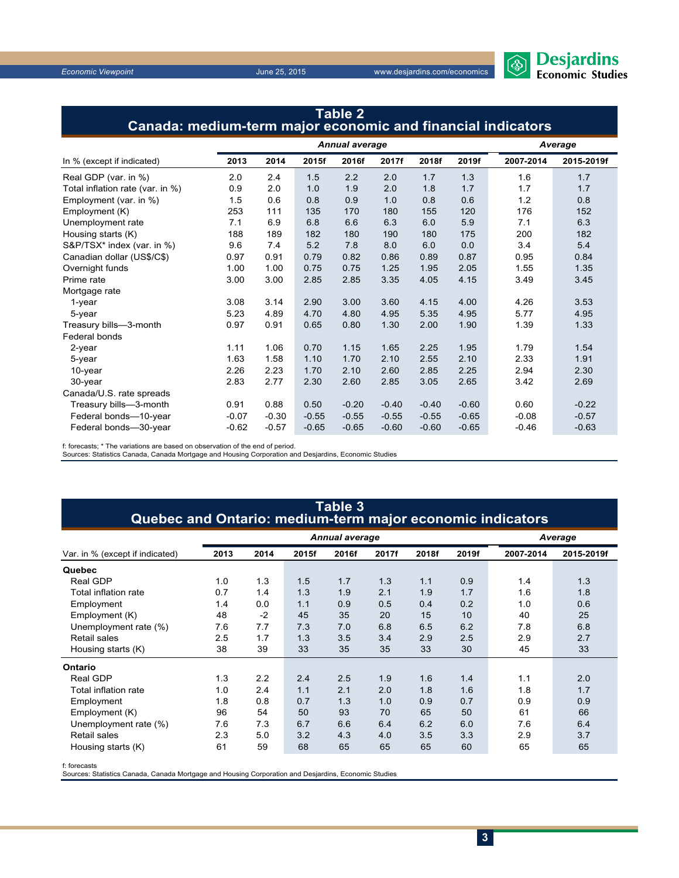## Table 2
## Canada: medium-term major economic and financial indicators

| In % (except if indicated) | 2013 | 2014 | 2015f | 2016f | 2017f | 2018f | 2019f | 2007-2014 | 2015-2019f |
|---|---|---|---|---|---|---|---|---|---|
| | *Annual average* | | | | | | | *Average* | |
| Real GDP (var. in %) | 2.0 | 2.4 | 1.5 | 2.2 | 2.0 | 1.7 | 1.3 | 1.6 | 1.7 |
| Total inflation rate (var. in %) | 0.9 | 2.0 | 1.0 | 1.9 | 2.0 | 1.8 | 1.7 | 1.7 | 1.7 |
| Employment (var. in %) | 1.5 | 0.6 | 0.8 | 0.9 | 1.0 | 0.8 | 0.6 | 1.2 | 0.8 |
| Employment (K) | 253 | 111 | 135 | 170 | 180 | 155 | 120 | 176 | 152 |
| Unemployment rate | 7.1 | 6.9 | 6.8 | 6.6 | 6.3 | 6.0 | 5.9 | 7.1 | 6.3 |
| Housing starts (K) | 188 | 189 | 182 | 180 | 190 | 180 | 175 | 200 | 182 |
| S&P/TSX* index (var. in %) | 9.6 | 7.4 | 5.2 | 7.8 | 8.0 | 6.0 | 0.0 | 3.4 | 5.4 |
| Canadian dollar (US$/C$) | 0.97 | 0.91 | 0.79 | 0.82 | 0.86 | 0.89 | 0.87 | 0.95 | 0.84 |
| Overnight funds | 1.00 | 1.00 | 0.75 | 0.75 | 1.25 | 1.95 | 2.05 | 1.55 | 1.35 |
| Prime rate | 3.00 | 3.00 | 2.85 | 2.85 | 3.35 | 4.05 | 4.15 | 3.49 | 3.45 |
| Mortgage rate | | | | | | | | | |
| 1-year | 3.08 | 3.14 | 2.90 | 3.00 | 3.60 | 4.15 | 4.00 | 4.26 | 3.53 |
| 5-year | 5.23 | 4.89 | 4.70 | 4.80 | 4.95 | 5.35 | 4.95 | 5.77 | 4.95 |
| Treasury bills—3-month | 0.97 | 0.91 | 0.65 | 0.80 | 1.30 | 2.00 | 1.90 | 1.39 | 1.33 |
| Federal bonds | | | | | | | | | |
| 2-year | 1.11 | 1.06 | 0.70 | 1.15 | 1.65 | 2.25 | 1.95 | 1.79 | 1.54 |
| 5-year | 1.63 | 1.58 | 1.10 | 1.70 | 2.10 | 2.55 | 2.10 | 2.33 | 1.91 |
| 10-year | 2.26 | 2.23 | 1.70 | 2.10 | 2.60 | 2.85 | 2.25 | 2.94 | 2.30 |
| 30-year | 2.83 | 2.77 | 2.30 | 2.60 | 2.85 | 3.05 | 2.65 | 3.42 | 2.69 |
| Canada/U.S. rate spreads | | | | | | | | | |
| Treasury bills—3-month | 0.91 | 0.88 | 0.50 | -0.20 | -0.40 | -0.40 | -0.60 | 0.60 | -0.22 |
| Federal bonds—10-year | -0.07 | -0.30 | -0.55 | -0.55 | -0.55 | -0.55 | -0.65 | -0.08 | -0.57 |
| Federal bonds—30-year | -0.62 | -0.57 | -0.65 | -0.65 | -0.60 | -0.60 | -0.65 | -0.46 | -0.63 |

f: forecasts; * The variations are based on observation of the end of period.
Sources: Statistics Canada, Canada Mortgage and Housing Corporation and Desjardins, Economic Studies

## Table 3
## Quebec and Ontario: medium-term major economic indicators

| Var. in % (except if indicated) | 2013 | 2014 | 2015f | 2016f | 2017f | 2018f | 2019f | 2007-2014 | 2015-2019f |
|---|---|---|---|---|---|---|---|---|---|
| | *Annual average* | | | | | | | *Average* | |
| **Quebec** | | | | | | | | | |
| Real GDP | 1.0 | 1.3 | 1.5 | 1.7 | 1.3 | 1.1 | 0.9 | 1.4 | 1.3 |
| Total inflation rate | 0.7 | 1.4 | 1.3 | 1.9 | 2.1 | 1.9 | 1.7 | 1.6 | 1.8 |
| Employment | 1.4 | 0.0 | 1.1 | 0.9 | 0.5 | 0.4 | 0.2 | 1.0 | 0.6 |
| Employment (K) | 48 | -2 | 45 | 35 | 20 | 15 | 10 | 40 | 25 |
| Unemployment rate (%) | 7.6 | 7.7 | 7.3 | 7.0 | 6.8 | 6.5 | 6.2 | 7.8 | 6.8 |
| Retail sales | 2.5 | 1.7 | 1.3 | 3.5 | 3.4 | 2.9 | 2.5 | 2.9 | 2.7 |
| Housing starts (K) | 38 | 39 | 33 | 35 | 35 | 33 | 30 | 45 | 33 |
| **Ontario** | | | | | | | | | |
| Real GDP | 1.3 | 2.2 | 2.4 | 2.5 | 1.9 | 1.6 | 1.4 | 1.1 | 2.0 |
| Total inflation rate | 1.0 | 2.4 | 1.1 | 2.1 | 2.0 | 1.8 | 1.6 | 1.8 | 1.7 |
| Employment | 1.8 | 0.8 | 0.7 | 1.3 | 1.0 | 0.9 | 0.7 | 0.9 | 0.9 |
| Employment (K) | 96 | 54 | 50 | 93 | 70 | 65 | 50 | 61 | 66 |
| Unemployment rate (%) | 7.6 | 7.3 | 6.7 | 6.6 | 6.4 | 6.2 | 6.0 | 7.6 | 6.4 |
| Retail sales | 2.3 | 5.0 | 3.2 | 4.3 | 4.0 | 3.5 | 3.3 | 2.9 | 3.7 |
| Housing starts (K) | 61 | 59 | 68 | 65 | 65 | 65 | 60 | 65 | 65 |

f: forecasts
Sources: Statistics Canada, Canada Mortgage and Housing Corporation and Desjardins, Economic Studies